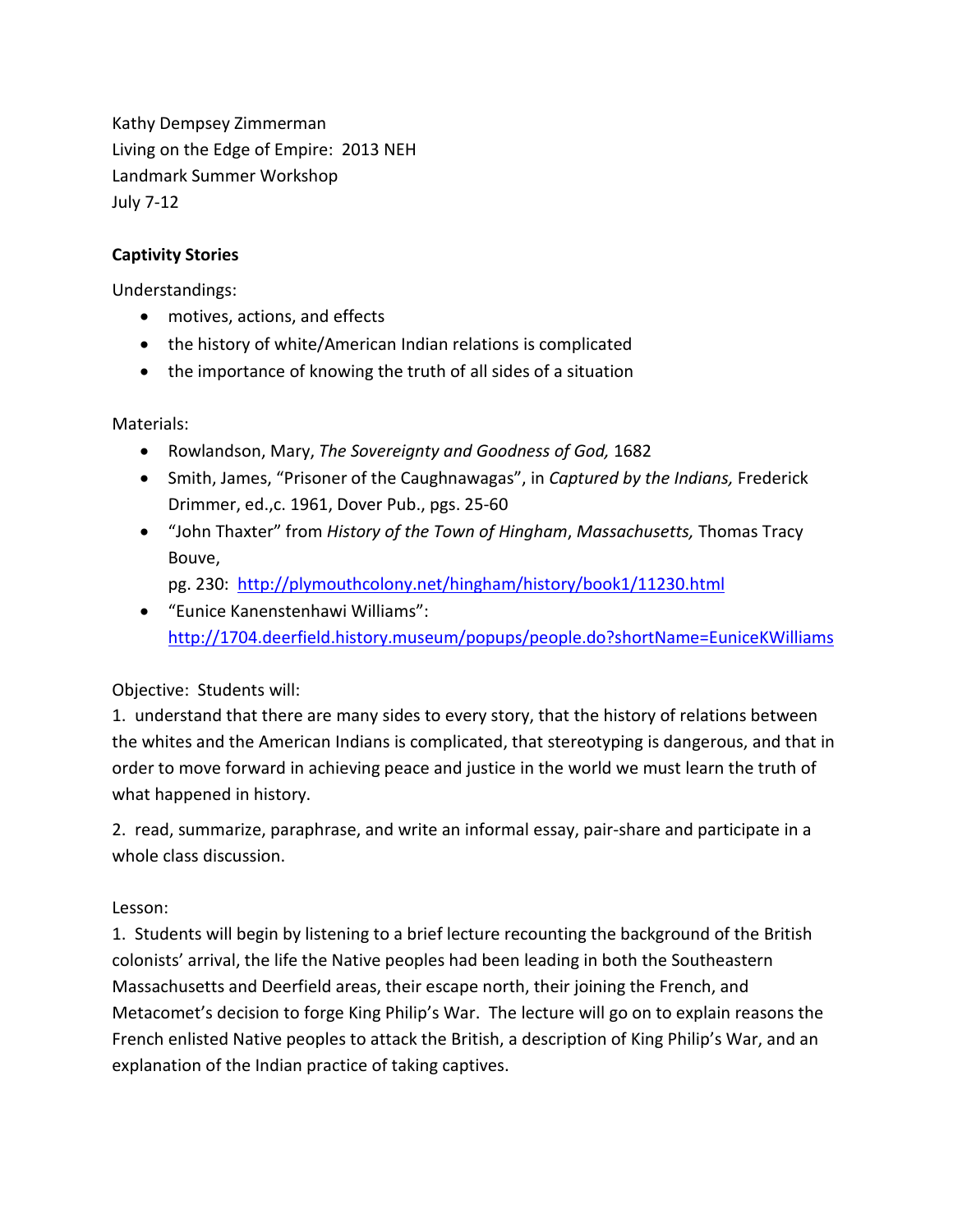Kathy Dempsey Zimmerman
Living on the Edge of Empire: 2013 NEH
Landmark Summer Workshop
July 7-12

**Captivity Stories**

Understandings:

- motives, actions, and effects
- the history of white/American Indian relations is complicated
- the importance of knowing the truth of all sides of a situation

Materials:

- Rowlandson, Mary, *The Sovereignty and Goodness of God,* 1682
- Smith, James, "Prisoner of the Caughnawagas", in *Captured by the Indians,* Frederick Drimmer, ed.,c. 1961, Dover Pub., pgs. 25-60
- "John Thaxter" from *History of the Town of Hingham*, *Massachusetts,* Thomas Tracy Bouve, pg. 230: http://plymouthcolony.net/hingham/history/book1/11230.html
- "Eunice Kanenstenhawi Williams": http://1704.deerfield.history.museum/popups/people.do?shortName=EuniceKWilliams

Objective: Students will:

1. understand that there are many sides to every story, that the history of relations between the whites and the American Indians is complicated, that stereotyping is dangerous, and that in order to move forward in achieving peace and justice in the world we must learn the truth of what happened in history.

2. read, summarize, paraphrase, and write an informal essay, pair-share and participate in a whole class discussion.

Lesson:

1. Students will begin by listening to a brief lecture recounting the background of the British colonists' arrival, the life the Native peoples had been leading in both the Southeastern Massachusetts and Deerfield areas, their escape north, their joining the French, and Metacomet's decision to forge King Philip's War. The lecture will go on to explain reasons the French enlisted Native peoples to attack the British, a description of King Philip's War, and an explanation of the Indian practice of taking captives.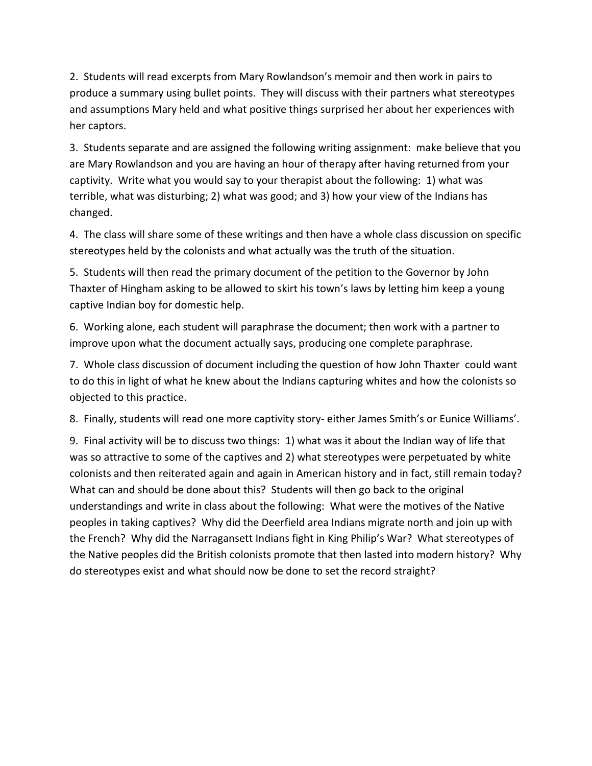2. Students will read excerpts from Mary Rowlandson's memoir and then work in pairs to produce a summary using bullet points. They will discuss with their partners what stereotypes and assumptions Mary held and what positive things surprised her about her experiences with her captors.

3. Students separate and are assigned the following writing assignment: make believe that you are Mary Rowlandson and you are having an hour of therapy after having returned from your captivity. Write what you would say to your therapist about the following: 1) what was terrible, what was disturbing; 2) what was good; and 3) how your view of the Indians has changed.

4. The class will share some of these writings and then have a whole class discussion on specific stereotypes held by the colonists and what actually was the truth of the situation.

5. Students will then read the primary document of the petition to the Governor by John Thaxter of Hingham asking to be allowed to skirt his town's laws by letting him keep a young captive Indian boy for domestic help.

6. Working alone, each student will paraphrase the document; then work with a partner to improve upon what the document actually says, producing one complete paraphrase.

7. Whole class discussion of document including the question of how John Thaxter could want to do this in light of what he knew about the Indians capturing whites and how the colonists so objected to this practice.

8. Finally, students will read one more captivity story- either James Smith's or Eunice Williams'.

9. Final activity will be to discuss two things: 1) what was it about the Indian way of life that was so attractive to some of the captives and 2) what stereotypes were perpetuated by white colonists and then reiterated again and again in American history and in fact, still remain today? What can and should be done about this? Students will then go back to the original understandings and write in class about the following: What were the motives of the Native peoples in taking captives? Why did the Deerfield area Indians migrate north and join up with the French? Why did the Narragansett Indians fight in King Philip's War? What stereotypes of the Native peoples did the British colonists promote that then lasted into modern history? Why do stereotypes exist and what should now be done to set the record straight?